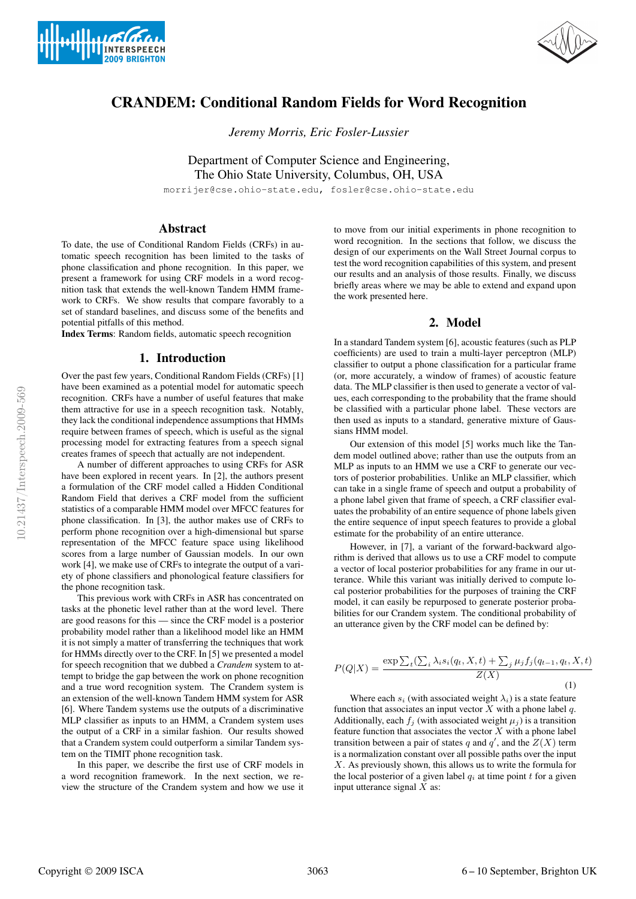# CRANDEM: Conditional Random Fields for Word Recognition

*Jeremy Morris, Eric Fosler-Lussier*

Department of Computer Science and Engineering,
The Ohio State University, Columbus, OH, USA

morrijer@cse.ohio-state.edu, fosler@cse.ohio-state.edu

## Abstract

To date, the use of Conditional Random Fields (CRFs) in automatic speech recognition has been limited to the tasks of phone classification and phone recognition. In this paper, we present a framework for using CRF models in a word recognition task that extends the well-known Tandem HMM framework to CRFs. We show results that compare favorably to a set of standard baselines, and discuss some of the benefits and potential pitfalls of this method.

**Index Terms**: Random fields, automatic speech recognition

## 1. Introduction

Over the past few years, Conditional Random Fields (CRFs) [1] have been examined as a potential model for automatic speech recognition. CRFs have a number of useful features that make them attractive for use in a speech recognition task. Notably, they lack the conditional independence assumptions that HMMs require between frames of speech, which is useful as the signal processing model for extracting features from a speech signal creates frames of speech that actually are not independent.

A number of different approaches to using CRFs for ASR have been explored in recent years. In [2], the authors present a formulation of the CRF model called a Hidden Conditional Random Field that derives a CRF model from the sufficient statistics of a comparable HMM model over MFCC features for phone classification. In [3], the author makes use of CRFs to perform phone recognition over a high-dimensional but sparse representation of the MFCC feature space using likelihood scores from a large number of Gaussian models. In our own work [4], we make use of CRFs to integrate the output of a variety of phone classifiers and phonological feature classifiers for the phone recognition task.

This previous work with CRFs in ASR has concentrated on tasks at the phonetic level rather than at the word level. There are good reasons for this — since the CRF model is a posterior probability model rather than a likelihood model like an HMM it is not simply a matter of transferring the techniques that work for HMMs directly over to the CRF. In [5] we presented a model for speech recognition that we dubbed a *Crandem* system to attempt to bridge the gap between the work on phone recognition and a true word recognition system. The Crandem system is an extension of the well-known Tandem HMM system for ASR [6]. Where Tandem systems use the outputs of a discriminative MLP classifier as inputs to an HMM, a Crandem system uses the output of a CRF in a similar fashion. Our results showed that a Crandem system could outperform a similar Tandem system on the TIMIT phone recognition task.

In this paper, we describe the first use of CRF models in a word recognition framework. In the next section, we review the structure of the Crandem system and how we use it to move from our initial experiments in phone recognition to word recognition. In the sections that follow, we discuss the design of our experiments on the Wall Street Journal corpus to test the word recognition capabilities of this system, and present our results and an analysis of those results. Finally, we discuss briefly areas where we may be able to extend and expand upon the work presented here.

## 2. Model

In a standard Tandem system [6], acoustic features (such as PLP coefficients) are used to train a multi-layer perceptron (MLP) classifier to output a phone classification for a particular frame (or, more accurately, a window of frames) of acoustic feature data. The MLP classifier is then used to generate a vector of values, each corresponding to the probability that the frame should be classified with a particular phone label. These vectors are then used as inputs to a standard, generative mixture of Gaussians HMM model.

Our extension of this model [5] works much like the Tandem model outlined above; rather than use the outputs from an MLP as inputs to an HMM we use a CRF to generate our vectors of posterior probabilities. Unlike an MLP classifier, which can take in a single frame of speech and output a probability of a phone label given that frame of speech, a CRF classifier evaluates the probability of an entire sequence of phone labels given the entire sequence of input speech features to provide a global estimate for the probability of an entire utterance.

However, in [7], a variant of the forward-backward algorithm is derived that allows us to use a CRF model to compute a vector of local posterior probabilities for any frame in our utterance. While this variant was initially derived to compute local posterior probabilities for the purposes of training the CRF model, it can easily be repurposed to generate posterior probabilities for our Crandem system. The conditional probability of an utterance given by the CRF model can be defined by:

$$P(Q|X) = \frac{\exp \sum_t (\sum_i \lambda_i s_i(q_t, X, t) + \sum_j \mu_j f_j(q_{t-1}, q_t, X, t)}{Z(X)} \tag{1}$$

Where each $s_i$ (with associated weight $\lambda_i$) is a state feature function that associates an input vector $X$ with a phone label $q$. Additionally, each $f_j$ (with associated weight $\mu_j$) is a transition feature function that associates the vector $X$ with a phone label transition between a pair of states $q$ and $q'$, and the $Z(X)$ term is a normalization constant over all possible paths over the input $X$. As previously shown, this allows us to write the formula for the local posterior of a given label $q_i$ at time point $t$ for a given input utterance signal $X$ as: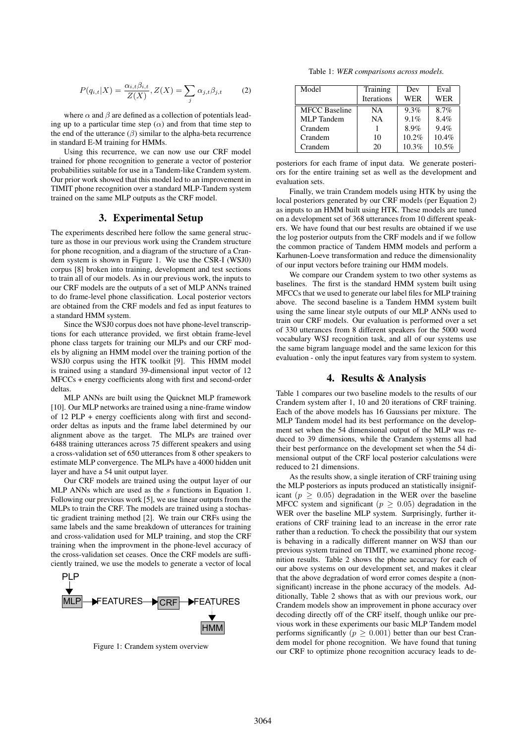$$P(q_{i,t}|X) = \frac{\alpha_{i,t}\beta_{i,t}}{Z(X)}, Z(X) = \sum_j \alpha_{j,t}\beta_{j,t} \quad (2)$$

where $\alpha$ and $\beta$ are defined as a collection of potentials leading up to a particular time step ($\alpha$) and from that time step to the end of the utterance ($\beta$) similar to the alpha-beta recurrence in standard E-M training for HMMs.

Using this recurrence, we can now use our CRF model trained for phone recognition to generate a vector of posterior probabilities suitable for use in a Tandem-like Crandem system. Our prior work showed that this model led to an improvement in TIMIT phone recognition over a standard MLP-Tandem system trained on the same MLP outputs as the CRF model.

## 3. Experimental Setup

The experiments described here follow the same general structure as those in our previous work using the Crandem structure for phone recognition, and a diagram of the structure of a Crandem system is shown in Figure 1. We use the CSR-I (WSJ0) corpus [8] broken into training, development and test sections to train all of our models. As in our previous work, the inputs to our CRF models are the outputs of a set of MLP ANNs trained to do frame-level phone classification. Local posterior vectors are obtained from the CRF models and fed as input features to a standard HMM system.

Since the WSJ0 corpus does not have phone-level transcriptions for each utterance provided, we first obtain frame-level phone class targets for training our MLPs and our CRF models by aligning an HMM model over the training portion of the WSJ0 corpus using the HTK toolkit [9]. This HMM model is trained using a standard 39-dimensional input vector of 12 MFCCs + energy coefficients along with first and second-order deltas.

MLP ANNs are built using the Quicknet MLP framework [10]. Our MLP networks are trained using a nine-frame window of 12 PLP + energy coefficients along with first and second-order deltas as inputs and the frame label determined by our alignment above as the target. The MLPs are trained over 6488 training utterances across 75 different speakers and using a cross-validation set of 650 utterances from 8 other speakers to estimate MLP convergence. The MLPs have a 4000 hidden unit layer and have a 54 unit output layer.

Our CRF models are trained using the output layer of our MLP ANNs which are used as the $s$ functions in Equation 1. Following our previous work [5], we use linear outputs from the MLPs to train the CRF. The models are trained using a stochastic gradient training method [2]. We train our CRFs using the same labels and the same breakdown of utterances for training and cross-validation used for MLP training, and stop the CRF training when the improvment in the phone-level accuracy of the cross-validation set ceases. Once the CRF models are sufficiently trained, we use the models to generate a vector of local posteriors for each frame of input data. We generate posteriors for the entire training set as well as the development and evaluation sets.

Figure 1: Crandem system overview

Finally, we train Crandem models using HTK by using the local posteriors generated by our CRF models (per Equation 2) as inputs to an HMM built using HTK. These models are tuned on a development set of 368 utterances from 10 different speakers. We have found that our best results are obtained if we use the log posterior outputs from the CRF models and if we follow the common practice of Tandem HMM models and perform a Karhunen-Loeve transformation and reduce the dimensionality of our input vectors before training our HMM models.

We compare our Crandem system to two other systems as baselines. The first is the standard HMM system built using MFCCs that we used to generate our label files for MLP training above. The second baseline is a Tandem HMM system built using the same linear style outputs of our MLP ANNs used to train our CRF models. Our evaluation is performed over a set of 330 utterances from 8 different speakers for the 5000 word vocabulary WSJ recognition task, and all of our systems use the same bigram language model and the same lexicon for this evaluation - only the input features vary from system to system.

## 4. Results & Analysis

Table 1: *WER comparisons across models.*

| Model | Training Iterations | Dev WER | Eval WER |
|---|---|---|---|
| MFCC Baseline | NA | 9.3% | 8.7% |
| MLP Tandem | NA | 9.1% | 8.4% |
| Crandem | 1 | 8.9% | 9.4% |
| Crandem | 10 | 10.2% | 10.4% |
| Crandem | 20 | 10.3% | 10.5% |

Table 1 compares our two baseline models to the results of our Crandem system after 1, 10 and 20 iterations of CRF training. Each of the above models has 16 Gaussians per mixture. The MLP Tandem model had its best performance on the development set when the 54 dimensional output of the MLP was reduced to 39 dimensions, while the Crandem systems all had their best performance on the development set when the 54 dimensional output of the CRF local posterior calculations were reduced to 21 dimensions.

As the results show, a single iteration of CRF training using the MLP posteriors as inputs produced an statistically insignificant ($p \geq 0.05$) degradation in the WER over the baseline MFCC system and significant ($p \geq 0.05$) degradation in the WER over the baseline MLP system. Surprisingly, further iterations of CRF training lead to an increase in the error rate rather than a reduction. To check the possibility that our system is behaving in a radically different manner on WSJ than our previous system trained on TIMIT, we examined phone recognition results. Table 2 shows the phone accuracy for each of our above systems on our development set, and makes it clear that the above degradation of word error comes despite a (non-significant) increase in the phone accuracy of the models. Additionally, Table 2 shows that as with our previous work, our Crandem models show an improvement in phone accuracy over decoding directly off of the CRF itself, though unlike our previous work in these experiments our basic MLP Tandem model performs significantly ($p \geq 0.001$) better than our best Crandem model for phone recognition. We have found that tuning our CRF to optimize phone recognition accuracy leads to de-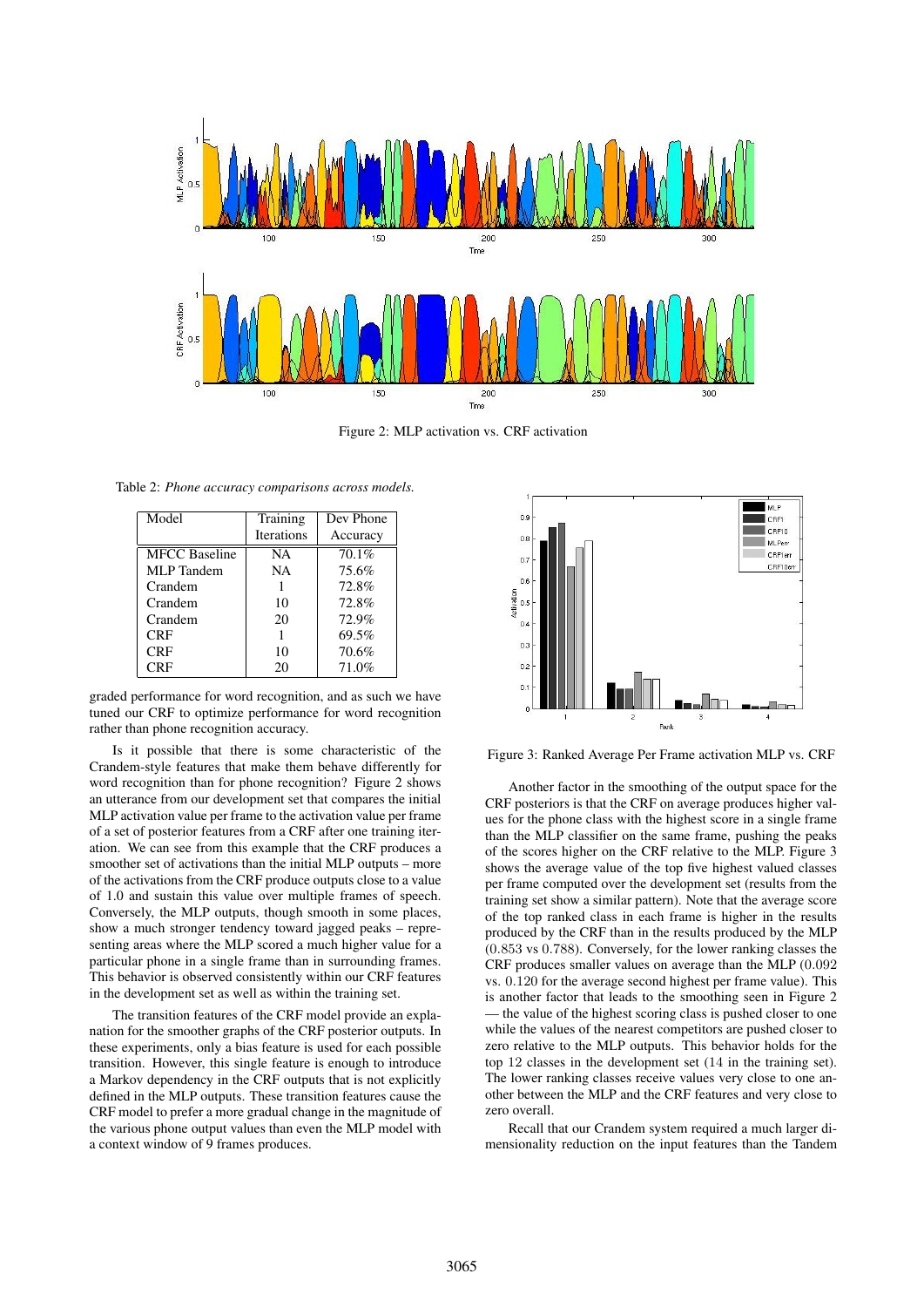Figure 2: MLP activation vs. CRF activation

Table 2: *Phone accuracy comparisons across models.*

| Model | Training Iterations | Dev Phone Accuracy |
|---|---|---|
| MFCC Baseline | NA | 70.1% |
| MLP Tandem | NA | 75.6% |
| Crandem | 1 | 72.8% |
| Crandem | 10 | 72.8% |
| Crandem | 20 | 72.9% |
| CRF | 1 | 69.5% |
| CRF | 10 | 70.6% |
| CRF | 20 | 71.0% |

graded performance for word recognition, and as such we have tuned our CRF to optimize performance for word recognition rather than phone recognition accuracy.

Is it possible that there is some characteristic of the Crandem-style features that make them behave differently for word recognition than for phone recognition? Figure 2 shows an utterance from our development set that compares the initial MLP activation value per frame to the activation value per frame of a set of posterior features from a CRF after one training iteration. We can see from this example that the CRF produces a smoother set of activations than the initial MLP outputs – more of the activations from the CRF produce outputs close to a value of 1.0 and sustain this value over multiple frames of speech. Conversely, the MLP outputs, though smooth in some places, show a much stronger tendency toward jagged peaks – representing areas where the MLP scored a much higher value for a particular phone in a single frame than in surrounding frames. This behavior is observed consistently within our CRF features in the development set as well as within the training set.

The transition features of the CRF model provide an explanation for the smoother graphs of the CRF posterior outputs. In these experiments, only a bias feature is used for each possible transition. However, this single feature is enough to introduce a Markov dependency in the CRF outputs that is not explicitly defined in the MLP outputs. These transition features cause the CRF model to prefer a more gradual change in the magnitude of the various phone output values than even the MLP model with a context window of 9 frames produces.

Figure 3: Ranked Average Per Frame activation MLP vs. CRF

Another factor in the smoothing of the output space for the CRF posteriors is that the CRF on average produces higher values for the phone class with the highest score in a single frame than the MLP classifier on the same frame, pushing the peaks of the scores higher on the CRF relative to the MLP. Figure 3 shows the average value of the top five highest valued classes per frame computed over the development set (results from the training set show a similar pattern). Note that the average score of the top ranked class in each frame is higher in the results produced by the CRF than in the results produced by the MLP ($0.853$ vs $0.788$). Conversely, for the lower ranking classes the CRF produces smaller values on average than the MLP ($0.092$ vs. $0.120$ for the average second highest per frame value). This is another factor that leads to the smoothing seen in Figure 2 — the value of the highest scoring class is pushed closer to one while the values of the nearest competitors are pushed closer to zero relative to the MLP outputs. This behavior holds for the top 12 classes in the development set (14 in the training set). The lower ranking classes receive values very close to one another between the MLP and the CRF features and very close to zero overall.

Recall that our Crandem system required a much larger dimensionality reduction on the input features than the Tandem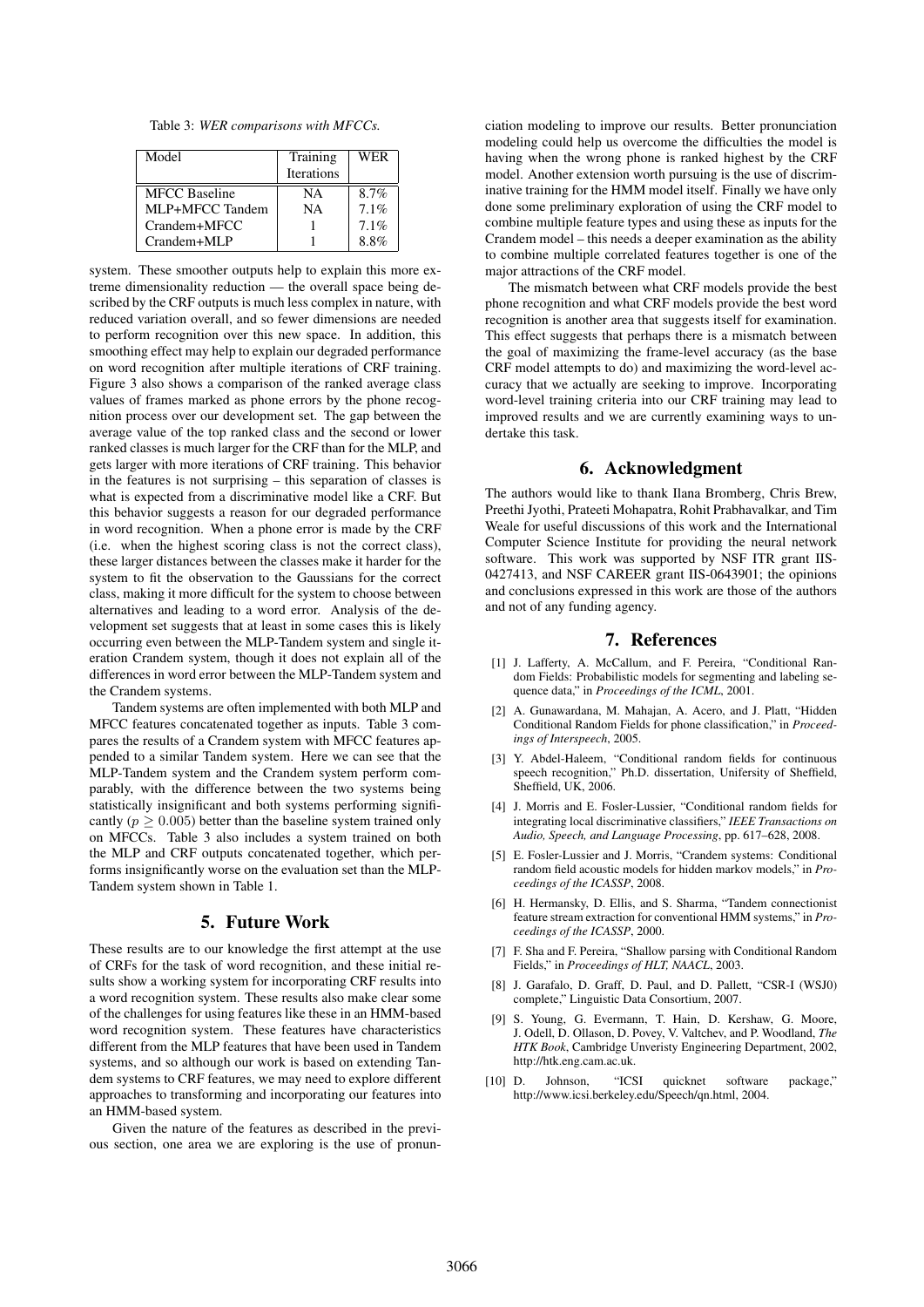Table 3: *WER comparisons with MFCCs.*

| Model | Training Iterations | WER |
|---|---|---|
| MFCC Baseline | NA | 8.7% |
| MLP+MFCC Tandem | NA | 7.1% |
| Crandem+MFCC | 1 | 7.1% |
| Crandem+MLP | 1 | 8.8% |

system. These smoother outputs help to explain this more extreme dimensionality reduction — the overall space being described by the CRF outputs is much less complex in nature, with reduced variation overall, and so fewer dimensions are needed to perform recognition over this new space. In addition, this smoothing effect may help to explain our degraded performance on word recognition after multiple iterations of CRF training. Figure 3 also shows a comparison of the ranked average class values of frames marked as phone errors by the phone recognition process over our development set. The gap between the average value of the top ranked class and the second or lower ranked classes is much larger for the CRF than for the MLP, and gets larger with more iterations of CRF training. This behavior in the features is not surprising – this separation of classes is what is expected from a discriminative model like a CRF. But this behavior suggests a reason for our degraded performance in word recognition. When a phone error is made by the CRF (i.e. when the highest scoring class is not the correct class), these larger distances between the classes make it harder for the system to fit the observation to the Gaussians for the correct class, making it more difficult for the system to choose between alternatives and leading to a word error. Analysis of the development set suggests that at least in some cases this is likely occurring even between the MLP-Tandem system and single iteration Crandem system, though it does not explain all of the differences in word error between the MLP-Tandem system and the Crandem systems.

Tandem systems are often implemented with both MLP and MFCC features concatenated together as inputs. Table 3 compares the results of a Crandem system with MFCC features appended to a similar Tandem system. Here we can see that the MLP-Tandem system and the Crandem system perform comparably, with the difference between the two systems being statistically insignificant and both systems performing significantly ($p \geq 0.005$) better than the baseline system trained only on MFCCs. Table 3 also includes a system trained on both the MLP and CRF outputs concatenated together, which performs insignificantly worse on the evaluation set than the MLP-Tandem system shown in Table 1.

## 5. Future Work

These results are to our knowledge the first attempt at the use of CRFs for the task of word recognition, and these initial results show a working system for incorporating CRF results into a word recognition system. These results also make clear some of the challenges for using features like these in an HMM-based word recognition system. These features have characteristics different from the MLP features that have been used in Tandem systems, and so although our work is based on extending Tandem systems to CRF features, we may need to explore different approaches to transforming and incorporating our features into an HMM-based system.

Given the nature of the features as described in the previous section, one area we are exploring is the use of pronunciation modeling to improve our results. Better pronunciation modeling could help us overcome the difficulties the model is having when the wrong phone is ranked highest by the CRF model. Another extension worth pursuing is the use of discriminative training for the HMM model itself. Finally we have only done some preliminary exploration of using the CRF model to combine multiple feature types and using these as inputs for the Crandem model – this needs a deeper examination as the ability to combine multiple correlated features together is one of the major attractions of the CRF model.

The mismatch between what CRF models provide the best phone recognition and what CRF models provide the best word recognition is another area that suggests itself for examination. This effect suggests that perhaps there is a mismatch between the goal of maximizing the frame-level accuracy (as the base CRF model attempts to do) and maximizing the word-level accuracy that we actually are seeking to improve. Incorporating word-level training criteria into our CRF training may lead to improved results and we are currently examining ways to undertake this task.

## 6. Acknowledgment

The authors would like to thank Ilana Bromberg, Chris Brew, Preethi Jyothi, Prateeti Mohapatra, Rohit Prabhavalkar, and Tim Weale for useful discussions of this work and the International Computer Science Institute for providing the neural network software. This work was supported by NSF ITR grant IIS-0427413, and NSF CAREER grant IIS-0643901; the opinions and conclusions expressed in this work are those of the authors and not of any funding agency.

## 7. References

[1] J. Lafferty, A. McCallum, and F. Pereira, "Conditional Random Fields: Probabilistic models for segmenting and labeling sequence data," in *Proceedings of the ICML*, 2001.

[2] A. Gunawardana, M. Mahajan, A. Acero, and J. Platt, "Hidden Conditional Random Fields for phone classification," in *Proceedings of Interspeech*, 2005.

[3] Y. Abdel-Haleem, "Conditional random fields for continuous speech recognition," Ph.D. dissertation, Unifersity of Sheffield, Sheffield, UK, 2006.

[4] J. Morris and E. Fosler-Lussier, "Conditional random fields for integrating local discriminative classifiers," *IEEE Transactions on Audio, Speech, and Language Processing*, pp. 617–628, 2008.

[5] E. Fosler-Lussier and J. Morris, "Crandem systems: Conditional random field acoustic models for hidden markov models," in *Proceedings of the ICASSP*, 2008.

[6] H. Hermansky, D. Ellis, and S. Sharma, "Tandem connectionist feature stream extraction for conventional HMM systems," in *Proceedings of the ICASSP*, 2000.

[7] F. Sha and F. Pereira, "Shallow parsing with Conditional Random Fields," in *Proceedings of HLT, NAACL*, 2003.

[8] J. Garafalo, D. Graff, D. Paul, and D. Pallett, "CSR-I (WSJ0) complete," Linguistic Data Consortium, 2007.

[9] S. Young, G. Evermann, T. Hain, D. Kershaw, G. Moore, J. Odell, D. Ollason, D. Povey, V. Valtchev, and P. Woodland, *The HTK Book*, Cambridge Unveristy Engineering Department, 2002, http://htk.eng.cam.ac.uk.

[10] D. Johnson, "ICSI quicknet software package," http://www.icsi.berkeley.edu/Speech/qn.html, 2004.